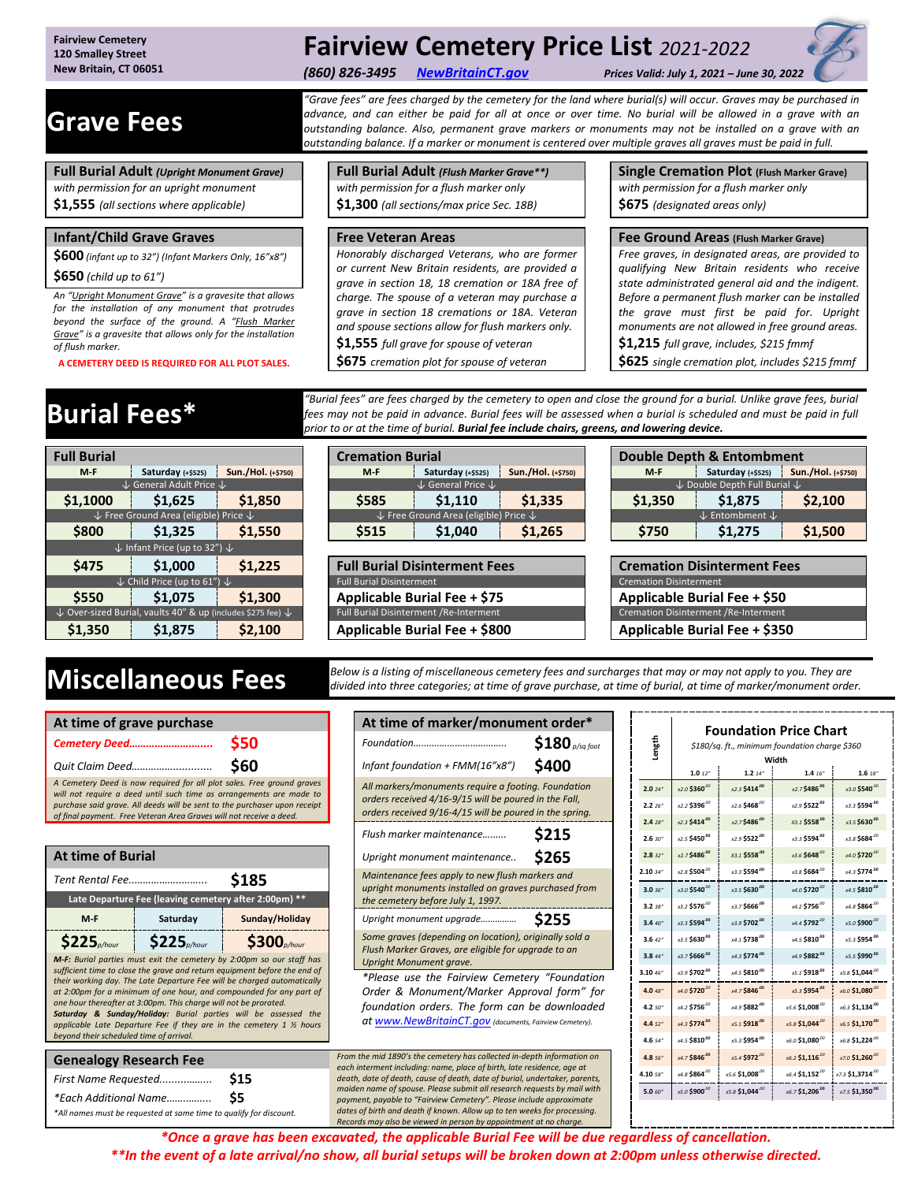Fairview Cemetery
120 Smalley Street
New Britain, CT 06051

# Fairview Cemetery Price List *2021-2022*

***(860) 826-3495*** ***NewBritainCT.gov*** ***Prices Valid: July 1, 2021 – June 30, 2022***

# Grave Fees

*"Grave fees" are fees charged by the cemetery for the land where burial(s) will occur. Graves may be purchased in advance, and can either be paid for all at once or over time. No burial will be allowed in a grave with an outstanding balance. Also, permanent grave markers or monuments may not be installed on a grave with an outstanding balance. If a marker or monument is centered over multiple graves all graves must be paid in full.*

### Full Burial Adult *(Upright Monument Grave)*

*with permission for an upright monument*

**$1,555** *(all sections where applicable)*

### Full Burial Adult *(Flush Marker Grave\*\*)*

*with permission for a flush marker only*

**$1,300** *(all sections/max price Sec. 18B)*

### Single Cremation Plot *(Flush Marker Grave)*

*with permission for a flush marker only*

**$675** *(designated areas only)*

### Infant/Child Grave Graves

**$600** *(infant up to 32") (Infant Markers Only, 16"x8")*

**$650** *(child up to 61")*

*An "Upright Monument Grave" is a gravesite that allows for the installation of any monument that protrudes beyond the surface of the ground. A "Flush Marker Grave" is a gravesite that allows only for the installation of flush marker.*

**A CEMETERY DEED IS REQUIRED FOR ALL PLOT SALES.**

### Free Veteran Areas

*Honorably discharged Veterans, who are former or current New Britain residents, are provided a grave in section 18, 18 cremation or 18A free of charge. The spouse of a veteran may purchase a grave in section 18 cremations or 18A. Veteran and spouse sections allow for flush markers only.*

**$1,555** *full grave for spouse of veteran*

**$675** *cremation plot for spouse of veteran*

### Fee Ground Areas *(Flush Marker Grave)*

*Free graves, in designated areas, are provided to qualifying New Britain residents who receive state administrated general aid and the indigent. Before a permanent flush marker can be installed the grave must first be paid for. Upright monuments are not allowed in free ground areas.*

**$1,215** *full grave, includes, $215 fmmf*

**$625** *single cremation plot, includes $215 fmmf*

# Burial Fees*

*"Burial fees" are fees charged by the cemetery to open and close the ground for a burial. Unlike grave fees, burial fees may not be paid in advance. Burial fees will be assessed when a burial is scheduled and must be paid in full prior to or at the time of burial.* ***Burial fee include chairs, greens, and lowering device.***

### Full Burial

| M-F | Saturday (+$525) | Sun./Hol. (+$750) |
|---|---|---|
| ↓ General Adult Price ↓ | | |
| $1,1000 | $1,625 | $1,850 |
| ↓ Free Ground Area (eligible) Price ↓ | | |
| $800 | $1,325 | $1,550 |
| ↓ Infant Price (up to 32") ↓ | | |
| $475 | $1,000 | $1,225 |
| ↓ Child Price (up to 61") ↓ | | |
| $550 | $1,075 | $1,300 |
| ↓ Over-sized Burial, vaults 40" & up (includes $275 fee) ↓ | | |
| $1,350 | $1,875 | $2,100 |

### Cremation Burial

| M-F | Saturday (+$525) | Sun./Hol. (+$750) |
|---|---|---|
| ↓ General Price ↓ | | |
| $585 | $1,110 | $1,335 |
| ↓ Free Ground Area (eligible) Price ↓ | | |
| $515 | $1,040 | $1,265 |

### Double Depth & Entombment

| M-F | Saturday (+$525) | Sun./Hol. (+$750) |
|---|---|---|
| ↓ Double Depth Full Burial ↓ | | |
| $1,350 | $1,875 | $2,100 |
| ↓ Entombment ↓ | | |
| $750 | $1,275 | $1,500 |

### Full Burial Disinterment Fees

Full Burial Disinterment

**Applicable Burial Fee + $75**

Full Burial Disinterment /Re-Interment

**Applicable Burial Fee + $800**

### Cremation Disinterment Fees

Cremation Disinterment

**Applicable Burial Fee + $50**

Cremation Disinterment /Re-Interment

**Applicable Burial Fee + $350**

# Miscellaneous Fees

*Below is a listing of miscellaneous cemetery fees and surcharges that may or may not apply to you. They are divided into three categories; at time of grave purchase, at time of burial, at time of marker/monument order.*

### At time of grave purchase

*Cemetery Deed*............................ **$50**

*Quit Claim Deed*............................ **$60**

*A Cemetery Deed is now required for all plot sales. Free grave graves will not require a deed until such time as arrangements are made to purchase said grave. All deeds will be sent to the purchaser upon receipt of final payment. Free Veteran Area Graves will not receive a deed.*

### At time of Burial

*Tent Rental Fee*............................ **$185**

**Late Departure Fee (leaving cemetery after 2:00pm) \*\***

| M-F | Saturday | Sunday/Holiday |
|---|---|---|
| $225 p/hour | $225 p/hour | $300 p/hour |

***M-F:*** *Burial parties must exit the cemetery by 2:00pm so our staff has sufficient time to close the grave and return equipment before the end of their working day. The Late Departure Fee will be charged automatically at 2:00pm for a minimum of one hour, and compounded for any part of one hour thereafter at 3:00pm. This charge will not be prorated.*
***Saturday & Sunday/Holiday:*** *Burial parties will be assessed the applicable Late Departure Fee if they are in the cemetery 1 ½ hours beyond their scheduled time of arrival.*

### Genealogy Research Fee

*First Name Requested*.................. **$15**

*\*Each Additional Name*............... **$5**

*\*All names must be requested at same time to qualify for discount.*

### At time of marker/monument order*

*Foundation*.................................. **$180** *p/sq foot*

*Infant foundation + FMM(16"x8")* **$400**

*All markers/monuments require a footing. Foundation orders received 4/16-9/15 will be poured in the Fall, orders received 9/16-4/15 will be poured in the spring.*

*Flush marker maintenance*......... **$215**

*Upright monument maintenance..* **$265**

*Maintenance fees apply to new flush markers and upright monuments installed on graves purchased from the cemetery before July 1, 1997.*

*Upright monument upgrade*.............. **$255**

*Some graves (depending on location), originally sold a Flush Marker Graves, are eligible for upgrade to an Upright Monument grave.*

*\*Please use the Fairview Cemetery "Foundation Order & Monument/Marker Approval form" for foundation orders. The form can be downloaded at www.NewBritainCT.gov (documents, Fairview Cemetery).*

*From the mid 1890's the cemetery has collected in-depth information on each interment including: name, place of birth, late residence, age at death, date of death, cause of death, date of burial, undertaker, parents, maiden name of spouse. Please submit all research requests by mail with payment, payable to "Fairview Cemetery". Please include approximate dates of birth and death if known. Allow up to ten weeks for processing. Records may also be viewed in person by appointment at no charge.*

### Foundation Price Chart

*$180/sq. ft., minimum foundation charge $360*

| Length \ Width | 1.0 12" | 1.2 14" | 1.4 16" | 1.6 18" |
|---|---|---|---|---|
| 2.0 24" | x2.0 $360.00 | x2.3 $414.00 | x2.7 $486.00 | x3.0 $540.00 |
| 2.2 26" | x2.2 $396.00 | x2.6 $468.00 | x2.9 $522.00 | x3.3 $594.00 |
| 2.4 28" | x2.3 $414.00 | x2.7 $486.00 | x3.1 $558.00 | x3.5 $630.00 |
| 2.6 30" | x2.5 $450.00 | x2.9 $522.00 | x3.3 $594.00 | x3.8 $684.00 |
| 2.8 32" | x2.7 $486.00 | x3.1 $558.00 | x3.6 $648.00 | x4.0 $720.00 |
| 2.10 34" | x2.8 $504.00 | x3.3 $594.00 | x3.8 $684.00 | x4.3 $774.00 |
| 3.0 36" | x3.0 $540.00 | x3.5 $630.00 | x4.0 $720.00 | x4.5 $810.00 |
| 3.2 38" | x3.2 $576.00 | x3.7 $666.00 | x4.2 $756.00 | x4.8 $864.00 |
| 3.4 40" | x3.3 $594.00 | x3.9 $702.00 | x4.4 $792.00 | x5.0 $900.00 |
| 3.6 42" | x3.5 $630.00 | x4.1 $738.00 | x4.5 $810.00 | x5.3 $954.00 |
| 3.8 44" | x3.7 $666.00 | x4.3 $774.00 | x4.9 $882.00 | x5.5 $990.00 |
| 3.10 46" | x3.9 $702.00 | x4.5 $810.00 | x5.1 $918.00 | x5.8 $1,044.00 |
| 4.0 48" | x4.0 $720.00 | x4.7 $846.00 | x5.3 $954.00 | x6.0 $1,080.00 |
| 4.2 50" | x4.2 $756.00 | x4.9 $882.00 | x5.6 $1,008.00 | x6.3 $1,134.00 |
| 4.4 52" | x4.3 $774.00 | x5.1 $918.00 | x5.8 $1,044.00 | x6.5 $1,170.00 |
| 4.6 54" | x4.5 $810.00 | x5.3 $954.00 | x6.0 $1,080.00 | x6.8 $1,224.00 |
| 4.8 56" | x4.7 $846.00 | x5.4 $972.00 | x6.2 $1,116.00 | x7.0 $1,260.00 |
| 4.10 58" | x4.8 $864.00 | x5.6 $1,008.00 | x6.4 $1,152.00 | x7.3 $1,3714.00 |
| 5.0 60" | x5.0 $900.00 | x5.8 $1,044.00 | x6.7 $1,206.00 | x7.5 $1,350.00 |

***\*Once a grave has been excavated, the applicable Burial Fee will be due regardless of cancellation.***

***\*\*In the event of a late arrival/no show, all burial setups will be broken down at 2:00pm unless otherwise directed.***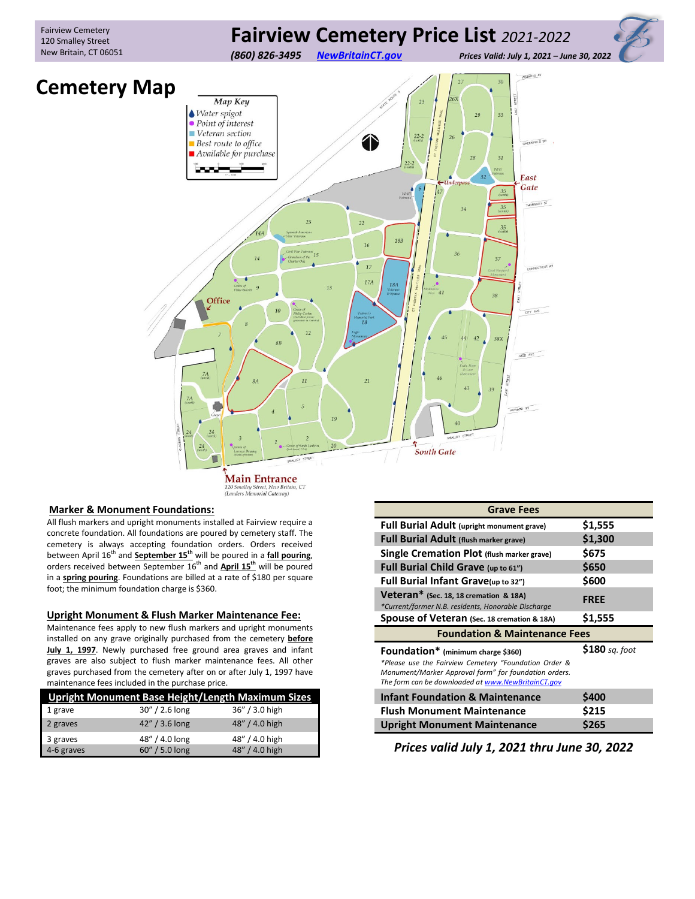Fairview Cemetery
120 Smalley Street
New Britain, CT 06051

# Fairview Cemetery Price List *2021-2022*

*(860) 826-3495* [NewBritainCT.gov](NewBritainCT.gov) *Prices Valid: July 1, 2021 – June 30, 2022*

## Cemetery Map

Map Key
Water spigot
Point of interest
Veteran section
Best route to office
Available for purchase

Office
East Gate
Underpass
South Gate
Main Entrance
120 Smalley Street, New Britain, CT
(Landers Memorial Gateway)

### Marker & Monument Foundations:

All flush markers and upright monuments installed at Fairview require a concrete foundation. All foundations are poured by cemetery staff. The cemetery is always accepting foundation orders. Orders received between April 16th and **September 15th** will be poured in a **fall pouring**, orders received between September 16th and **April 15th** will be poured in a **spring pouring**. Foundations are billed at a rate of $180 per square foot; the minimum foundation charge is $360.

### Upright Monument & Flush Marker Maintenance Fee:

Maintenance fees apply to new flush markers and upright monuments installed on any grave originally purchased from the cemetery **before July 1, 1997**. Newly purchased free ground area graves and infant graves are also subject to flush marker maintenance fees. All other graves purchased from the cemetery after on or after July 1, 1997 have maintenance fees included in the purchase price.

| Upright Monument Base Height/Length Maximum Sizes | | |
|---|---|---|
| 1 grave | 30" / 2.6 long | 36" / 3.0 high |
| 2 graves | 42" / 3.6 long | 48" / 4.0 high |
| 3 graves | 48" / 4.0 long | 48" / 4.0 high |
| 4-6 graves | 60" / 5.0 long | 48" / 4.0 high |

| Grave Fees | |
|---|---|
| **Full Burial Adult** (upright monument grave) | $1,555 |
| **Full Burial Adult** (flush marker grave) | $1,300 |
| **Single Cremation Plot** (flush marker grave) | $675 |
| **Full Burial Child Grave** (up to 61") | $650 |
| **Full Burial Infant Grave** (up to 32") | $600 |
| **Veteran*** (Sec. 18, 18 cremation & 18A) *\*Current/former N.B. residents, Honorable Discharge* | FREE |
| **Spouse of Veteran** (Sec. 18 cremation & 18A) | $1,555 |
| **Foundation & Maintenance Fees** | |
| **Foundation*** (minimum charge $360) *\*Please use the Fairview Cemetery "Foundation Order & Monument/Marker Approval form" for foundation orders. The form can be downloaded at www.NewBritainCT.gov* | $180 *sq. foot* |
| **Infant Foundation & Maintenance** | $400 |
| **Flush Monument Maintenance** | $215 |
| **Upright Monument Maintenance** | $265 |

***Prices valid July 1, 2021 thru June 30, 2022***